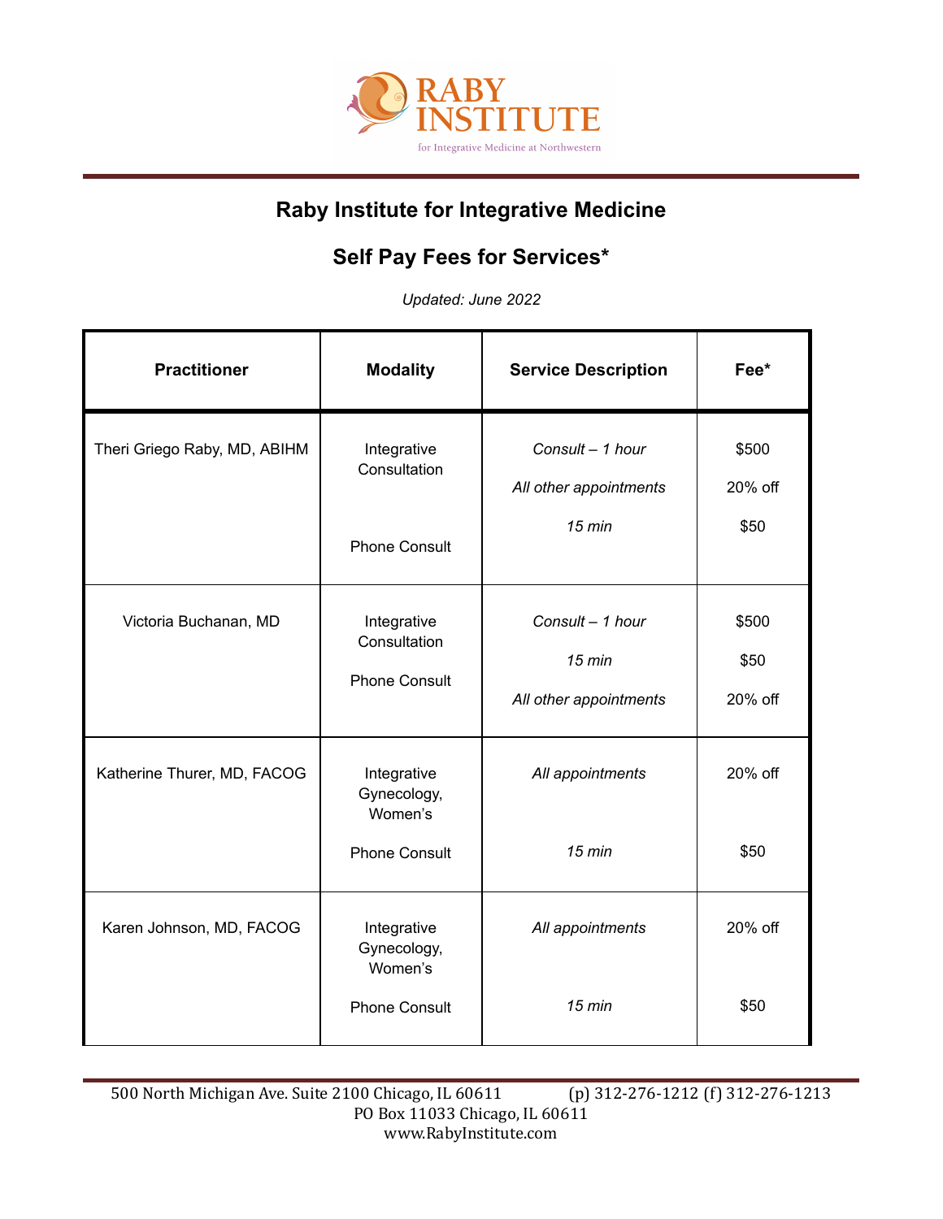## Raby Institute for Integrative Medicine

## Self Pay Fees for Services*

*Updated: June 2022*

| Practitioner | Modality | Service Description | Fee* |
|---|---|---|---|
| Theri Griego Raby, MD, ABIHM | Integrative Consultation<br><br>Phone Consult | *Consult – 1 hour*<br>*All other appointments*<br>*15 min* | $500<br>20% off<br>$50 |
| Victoria Buchanan, MD | Integrative Consultation<br>Phone Consult | *Consult – 1 hour*<br>*15 min*<br>*All other appointments* | $500<br>$50<br>20% off |
| Katherine Thurer, MD, FACOG | Integrative Gynecology, Women's<br>Phone Consult | *All appointments*<br>*15 min* | 20% off<br>$50 |
| Karen Johnson, MD, FACOG | Integrative Gynecology, Women's<br>Phone Consult | *All appointments*<br>*15 min* | 20% off<br>$50 |

500 North Michigan Ave. Suite 2100 Chicago, IL 60611 (p) 312-276-1212 (f) 312-276-1213
PO Box 11033 Chicago, IL 60611
www.RabyInstitute.com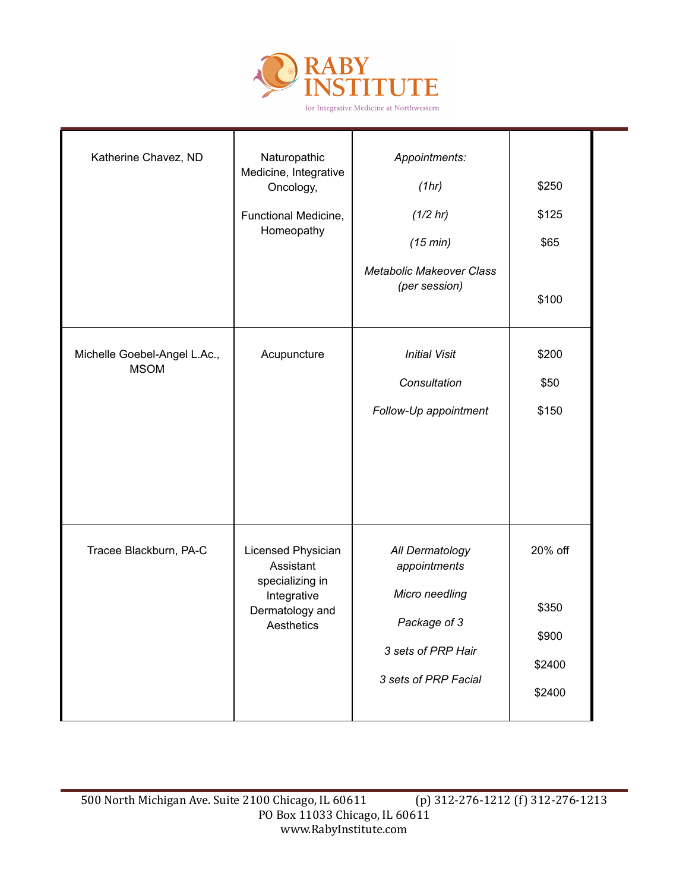| | | | |
|---|---|---|---|
| Katherine Chavez, ND | Naturopathic Medicine, Integrative Oncology,<br><br>Functional Medicine, Homeopathy | *Appointments:*<br><br>*(1hr)*<br><br>*(1/2 hr)*<br><br>*(15 min)*<br><br>*Metabolic Makeover Class (per session)* | <br><br>$250<br><br>$125<br><br>$65<br><br>$100 |
| Michelle Goebel-Angel L.Ac., MSOM | Acupuncture | *Initial Visit*<br><br>*Consultation*<br><br>*Follow-Up appointment* | $200<br><br>$50<br><br>$150 |
| Tracee Blackburn, PA-C | Licensed Physician Assistant specializing in Integrative Dermatology and Aesthetics | *All Dermatology appointments*<br><br>*Micro needling*<br><br>*Package of 3*<br><br>*3 sets of PRP Hair*<br><br>*3 sets of PRP Facial* | 20% off<br><br>$350<br><br>$900<br><br>$2400<br><br>$2400 |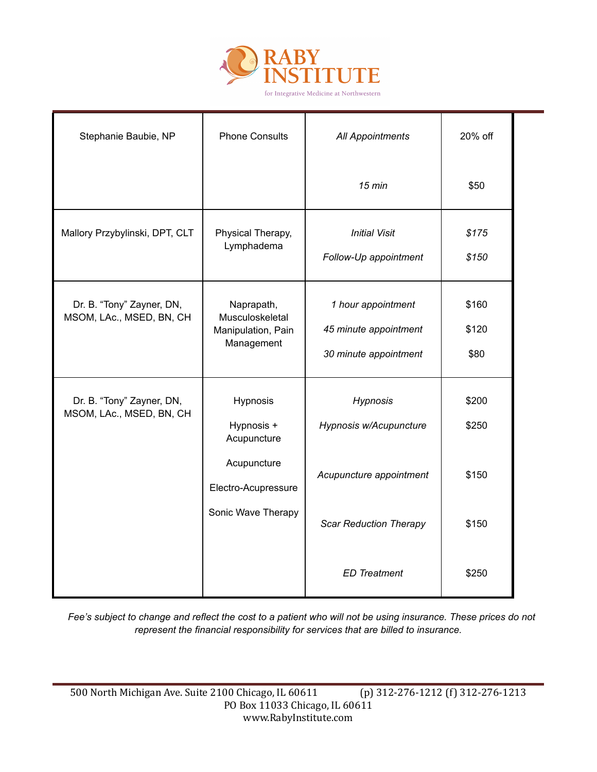RABY INSTITUTE

for Integrative Medicine at Northwestern

| | | | |
|---|---|---|---|
| Stephanie Baubie, NP | Phone Consults | *All Appointments*<br><br>*15 min* | 20% off<br><br>$50 |
| Mallory Przybylinski, DPT, CLT | Physical Therapy, Lymphadema | *Initial Visit*<br>*Follow-Up appointment* | *$175*<br>*$150* |
| Dr. B. "Tony" Zayner, DN, MSOM, LAc., MSED, BN, CH | Naprapath, Musculoskeletal Manipulation, Pain Management | *1 hour appointment*<br>*45 minute appointment*<br>*30 minute appointment* | $160<br>$120<br>$80 |
| Dr. B. "Tony" Zayner, DN, MSOM, LAc., MSED, BN, CH | Hypnosis<br>Hypnosis + Acupuncture<br>Acupuncture<br>Electro-Acupressure<br>Sonic Wave Therapy | *Hypnosis*<br>*Hypnosis w/Acupuncture*<br>*Acupuncture appointment*<br>*Scar Reduction Therapy*<br>*ED Treatment* | $200<br>$250<br>$150<br>$150<br>$250 |

*Fee's subject to change and reflect the cost to a patient who will not be using insurance. These prices do not represent the financial responsibility for services that are billed to insurance.*

500 North Michigan Ave. Suite 2100 Chicago, IL 60611 (p) 312-276-1212 (f) 312-276-1213
PO Box 11033 Chicago, IL 60611
www.RabyInstitute.com